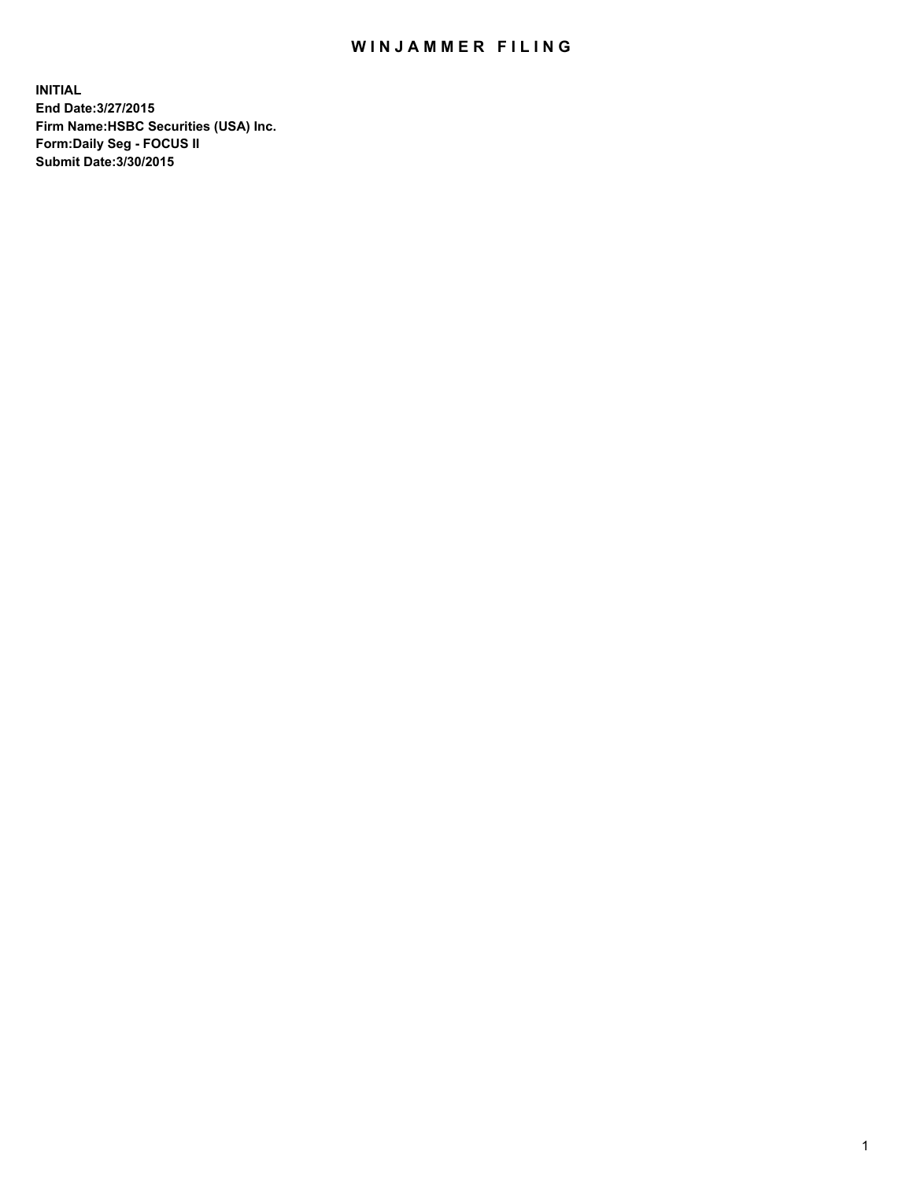# WINJAMMER FILING

**INITIAL**
**End Date:3/27/2015**
**Firm Name:HSBC Securities (USA) Inc.**
**Form:Daily Seg - FOCUS II**
**Submit Date:3/30/2015**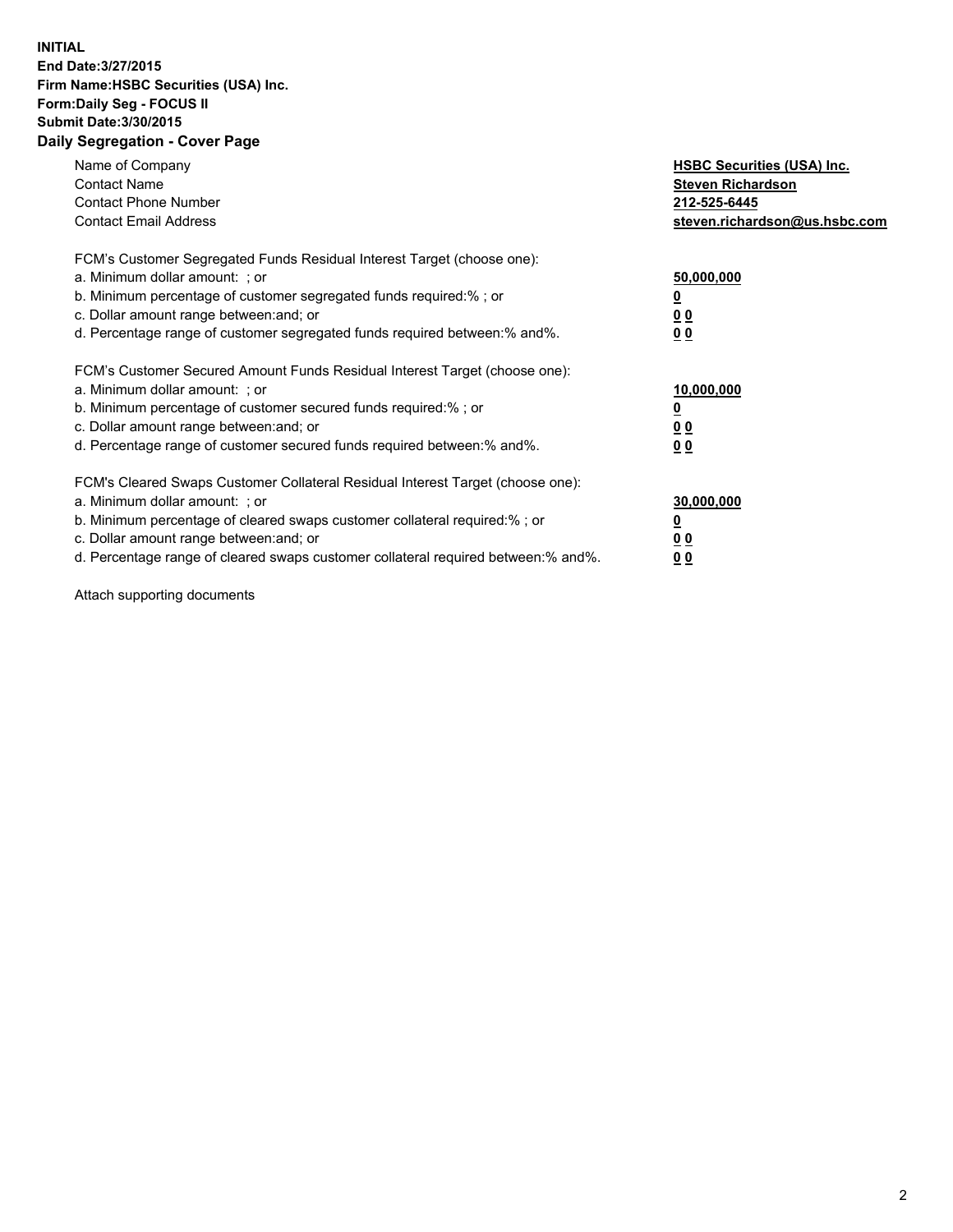**INITIAL**
**End Date:3/27/2015**
**Firm Name:HSBC Securities (USA) Inc.**
**Form:Daily Seg - FOCUS II**
**Submit Date:3/30/2015**

## Daily Segregation - Cover Page

| | |
|---|---|
| Name of Company | **HSBC Securities (USA) Inc.** |
| Contact Name | **Steven Richardson** |
| Contact Phone Number | **212-525-6445** |
| Contact Email Address | **steven.richardson@us.hsbc.com** |

FCM's Customer Segregated Funds Residual Interest Target (choose one):

| | |
|---|---|
| a. Minimum dollar amount: ; or | **50,000,000** |
| b. Minimum percentage of customer segregated funds required:% ; or | **0** |
| c. Dollar amount range between:and; or | **0 0** |
| d. Percentage range of customer segregated funds required between:% and%. | **0 0** |

FCM's Customer Secured Amount Funds Residual Interest Target (choose one):

| | |
|---|---|
| a. Minimum dollar amount: ; or | **10,000,000** |
| b. Minimum percentage of customer secured funds required:% ; or | **0** |
| c. Dollar amount range between:and; or | **0 0** |
| d. Percentage range of customer secured funds required between:% and%. | **0 0** |

FCM's Cleared Swaps Customer Collateral Residual Interest Target (choose one):

| | |
|---|---|
| a. Minimum dollar amount: ; or | **30,000,000** |
| b. Minimum percentage of cleared swaps customer collateral required:% ; or | **0** |
| c. Dollar amount range between:and; or | **0 0** |
| d. Percentage range of cleared swaps customer collateral required between:% and%. | **0 0** |

Attach supporting documents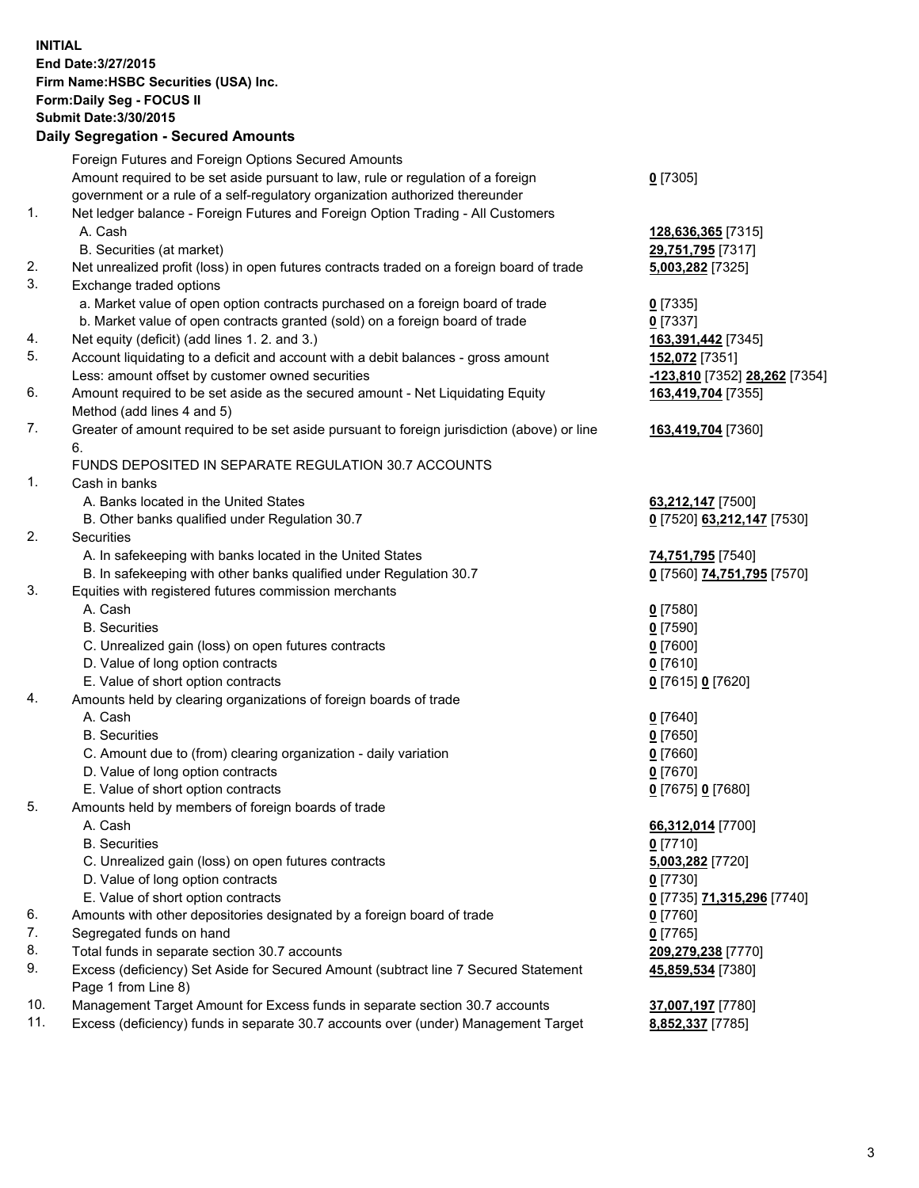**INITIAL**
**End Date:3/27/2015**
**Firm Name:HSBC Securities (USA) Inc.**
**Form:Daily Seg - FOCUS II**
**Submit Date:3/30/2015**

## Daily Segregation - Secured Amounts

| | | |
|---|---|---|
| | Foreign Futures and Foreign Options Secured Amounts | |
| | Amount required to be set aside pursuant to law, rule or regulation of a foreign government or a rule of a self-regulatory organization authorized thereunder | **0** [7305] |
| 1. | Net ledger balance - Foreign Futures and Foreign Option Trading - All Customers | |
| | A. Cash | **128,636,365** [7315] |
| | B. Securities (at market) | **29,751,795** [7317] |
| 2. | Net unrealized profit (loss) in open futures contracts traded on a foreign board of trade | **5,003,282** [7325] |
| 3. | Exchange traded options | |
| | a. Market value of open option contracts purchased on a foreign board of trade | **0** [7335] |
| | b. Market value of open contracts granted (sold) on a foreign board of trade | **0** [7337] |
| 4. | Net equity (deficit) (add lines 1. 2. and 3.) | **163,391,442** [7345] |
| 5. | Account liquidating to a deficit and account with a debit balances - gross amount | **152,072** [7351] |
| | Less: amount offset by customer owned securities | **-123,810** [7352] **28,262** [7354] |
| 6. | Amount required to be set aside as the secured amount - Net Liquidating Equity Method (add lines 4 and 5) | **163,419,704** [7355] |
| 7. | Greater of amount required to be set aside pursuant to foreign jurisdiction (above) or line 6. | **163,419,704** [7360] |
| | FUNDS DEPOSITED IN SEPARATE REGULATION 30.7 ACCOUNTS | |
| 1. | Cash in banks | |
| | A. Banks located in the United States | **63,212,147** [7500] |
| | B. Other banks qualified under Regulation 30.7 | **0** [7520] **63,212,147** [7530] |
| 2. | Securities | |
| | A. In safekeeping with banks located in the United States | **74,751,795** [7540] |
| | B. In safekeeping with other banks qualified under Regulation 30.7 | **0** [7560] **74,751,795** [7570] |
| 3. | Equities with registered futures commission merchants | |
| | A. Cash | **0** [7580] |
| | B. Securities | **0** [7590] |
| | C. Unrealized gain (loss) on open futures contracts | **0** [7600] |
| | D. Value of long option contracts | **0** [7610] |
| | E. Value of short option contracts | **0** [7615] **0** [7620] |
| 4. | Amounts held by clearing organizations of foreign boards of trade | |
| | A. Cash | **0** [7640] |
| | B. Securities | **0** [7650] |
| | C. Amount due to (from) clearing organization - daily variation | **0** [7660] |
| | D. Value of long option contracts | **0** [7670] |
| | E. Value of short option contracts | **0** [7675] **0** [7680] |
| 5. | Amounts held by members of foreign boards of trade | |
| | A. Cash | **66,312,014** [7700] |
| | B. Securities | **0** [7710] |
| | C. Unrealized gain (loss) on open futures contracts | **5,003,282** [7720] |
| | D. Value of long option contracts | **0** [7730] |
| | E. Value of short option contracts | **0** [7735] **71,315,296** [7740] |
| 6. | Amounts with other depositories designated by a foreign board of trade | **0** [7760] |
| 7. | Segregated funds on hand | **0** [7765] |
| 8. | Total funds in separate section 30.7 accounts | **209,279,238** [7770] |
| 9. | Excess (deficiency) Set Aside for Secured Amount (subtract line 7 Secured Statement Page 1 from Line 8) | **45,859,534** [7380] |
| 10. | Management Target Amount for Excess funds in separate section 30.7 accounts | **37,007,197** [7780] |
| 11. | Excess (deficiency) funds in separate 30.7 accounts over (under) Management Target | **8,852,337** [7785] |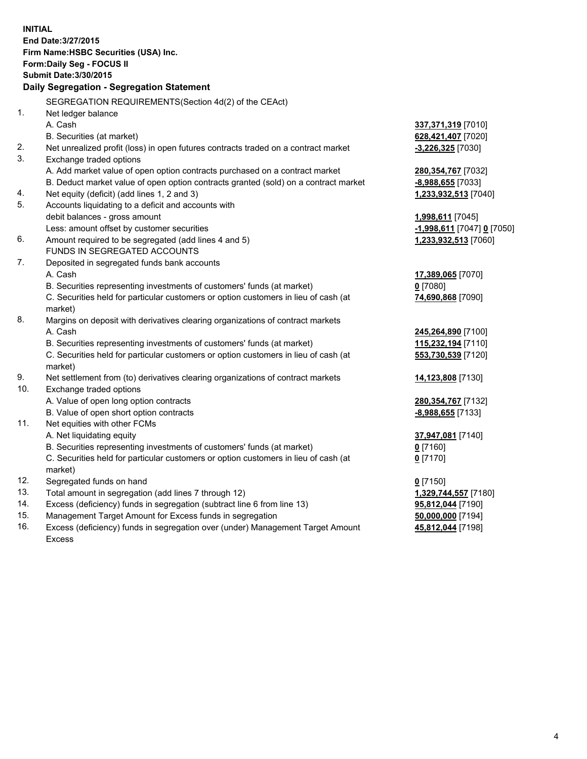**INITIAL**
**End Date:3/27/2015**
**Firm Name:HSBC Securities (USA) Inc.**
**Form:Daily Seg - FOCUS II**
**Submit Date:3/30/2015**

**Daily Segregation - Segregation Statement**

| | | |
|---|---|---|
| | SEGREGATION REQUIREMENTS(Section 4d(2) of the CEAct) | |
| 1. | Net ledger balance | |
| | A. Cash | **337,371,319** [7010] |
| | B. Securities (at market) | **628,421,407** [7020] |
| 2. | Net unrealized profit (loss) in open futures contracts traded on a contract market | **-3,226,325** [7030] |
| 3. | Exchange traded options | |
| | A. Add market value of open option contracts purchased on a contract market | **280,354,767** [7032] |
| | B. Deduct market value of open option contracts granted (sold) on a contract market | **-8,988,655** [7033] |
| 4. | Net equity (deficit) (add lines 1, 2 and 3) | **1,233,932,513** [7040] |
| 5. | Accounts liquidating to a deficit and accounts with | |
| | debit balances - gross amount | **1,998,611** [7045] |
| | Less: amount offset by customer securities | **-1,998,611** [7047] **0** [7050] |
| 6. | Amount required to be segregated (add lines 4 and 5) | **1,233,932,513** [7060] |
| | FUNDS IN SEGREGATED ACCOUNTS | |
| 7. | Deposited in segregated funds bank accounts | |
| | A. Cash | **17,389,065** [7070] |
| | B. Securities representing investments of customers' funds (at market) | **0** [7080] |
| | C. Securities held for particular customers or option customers in lieu of cash (at market) | **74,690,868** [7090] |
| 8. | Margins on deposit with derivatives clearing organizations of contract markets | |
| | A. Cash | **245,264,890** [7100] |
| | B. Securities representing investments of customers' funds (at market) | **115,232,194** [7110] |
| | C. Securities held for particular customers or option customers in lieu of cash (at market) | **553,730,539** [7120] |
| 9. | Net settlement from (to) derivatives clearing organizations of contract markets | **14,123,808** [7130] |
| 10. | Exchange traded options | |
| | A. Value of open long option contracts | **280,354,767** [7132] |
| | B. Value of open short option contracts | **-8,988,655** [7133] |
| 11. | Net equities with other FCMs | |
| | A. Net liquidating equity | **37,947,081** [7140] |
| | B. Securities representing investments of customers' funds (at market) | **0** [7160] |
| | C. Securities held for particular customers or option customers in lieu of cash (at market) | **0** [7170] |
| 12. | Segregated funds on hand | **0** [7150] |
| 13. | Total amount in segregation (add lines 7 through 12) | **1,329,744,557** [7180] |
| 14. | Excess (deficiency) funds in segregation (subtract line 6 from line 13) | **95,812,044** [7190] |
| 15. | Management Target Amount for Excess funds in segregation | **50,000,000** [7194] |
| 16. | Excess (deficiency) funds in segregation over (under) Management Target Amount Excess | **45,812,044** [7198] |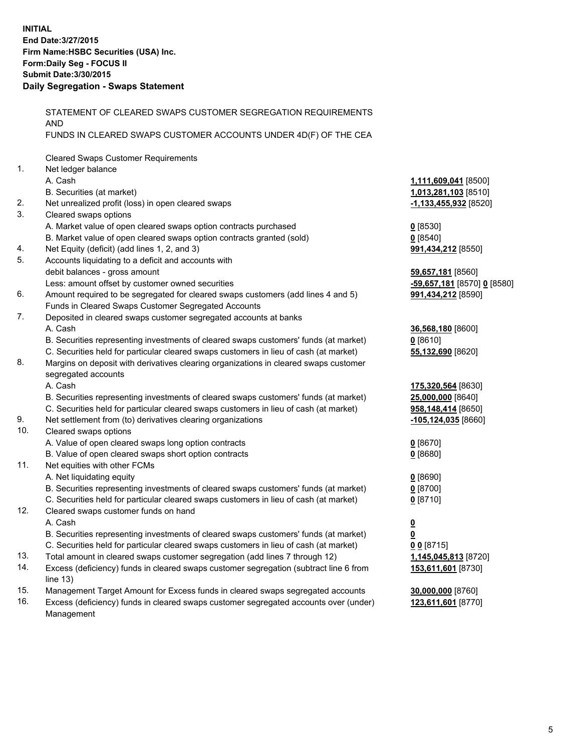**INITIAL**
**End Date:3/27/2015**
**Firm Name:HSBC Securities (USA) Inc.**
**Form:Daily Seg - FOCUS II**
**Submit Date:3/30/2015**
**Daily Segregation - Swaps Statement**

STATEMENT OF CLEARED SWAPS CUSTOMER SEGREGATION REQUIREMENTS AND FUNDS IN CLEARED SWAPS CUSTOMER ACCOUNTS UNDER 4D(F) OF THE CEA

| | | |
|---|---|---|
| | Cleared Swaps Customer Requirements | |
| 1. | Net ledger balance | |
| | A. Cash | 1,111,609,041 [8500] |
| | B. Securities (at market) | 1,013,281,103 [8510] |
| 2. | Net unrealized profit (loss) in open cleared swaps | -1,133,455,932 [8520] |
| 3. | Cleared swaps options | |
| | A. Market value of open cleared swaps option contracts purchased | 0 [8530] |
| | B. Market value of open cleared swaps option contracts granted (sold) | 0 [8540] |
| 4. | Net Equity (deficit) (add lines 1, 2, and 3) | 991,434,212 [8550] |
| 5. | Accounts liquidating to a deficit and accounts with debit balances - gross amount | 59,657,181 [8560] |
| | Less: amount offset by customer owned securities | -59,657,181 [8570] 0 [8580] |
| 6. | Amount required to be segregated for cleared swaps customers (add lines 4 and 5) | 991,434,212 [8590] |
| | Funds in Cleared Swaps Customer Segregated Accounts | |
| 7. | Deposited in cleared swaps customer segregated accounts at banks | |
| | A. Cash | 36,568,180 [8600] |
| | B. Securities representing investments of cleared swaps customers' funds (at market) | 0 [8610] |
| | C. Securities held for particular cleared swaps customers in lieu of cash (at market) | 55,132,690 [8620] |
| 8. | Margins on deposit with derivatives clearing organizations in cleared swaps customer segregated accounts | |
| | A. Cash | 175,320,564 [8630] |
| | B. Securities representing investments of cleared swaps customers' funds (at market) | 25,000,000 [8640] |
| | C. Securities held for particular cleared swaps customers in lieu of cash (at market) | 958,148,414 [8650] |
| 9. | Net settlement from (to) derivatives clearing organizations | -105,124,035 [8660] |
| 10. | Cleared swaps options | |
| | A. Value of open cleared swaps long option contracts | 0 [8670] |
| | B. Value of open cleared swaps short option contracts | 0 [8680] |
| 11. | Net equities with other FCMs | |
| | A. Net liquidating equity | 0 [8690] |
| | B. Securities representing investments of cleared swaps customers' funds (at market) | 0 [8700] |
| | C. Securities held for particular cleared swaps customers in lieu of cash (at market) | 0 [8710] |
| 12. | Cleared swaps customer funds on hand | |
| | A. Cash | 0 |
| | B. Securities representing investments of cleared swaps customers' funds (at market) | 0 |
| | C. Securities held for particular cleared swaps customers in lieu of cash (at market) | 0 0 [8715] |
| 13. | Total amount in cleared swaps customer segregation (add lines 7 through 12) | 1,145,045,813 [8720] |
| 14. | Excess (deficiency) funds in cleared swaps customer segregation (subtract line 6 from line 13) | 153,611,601 [8730] |
| 15. | Management Target Amount for Excess funds in cleared swaps segregated accounts | 30,000,000 [8760] |
| 16. | Excess (deficiency) funds in cleared swaps customer segregated accounts over (under) Management | 123,611,601 [8770] |